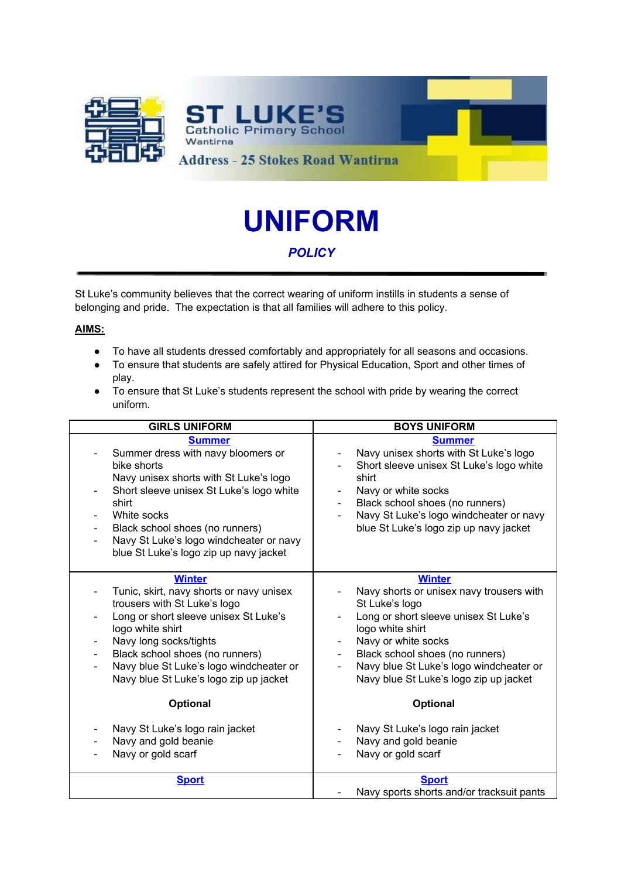# ST LUKE'S

Catholic Primary School

Wantirna

Address - 25 Stokes Road Wantirna

# UNIFORM

## *POLICY*

St Luke's community believes that the correct wearing of uniform instills in students a sense of belonging and pride. The expectation is that all families will adhere to this policy.

**AIMS:**

- To have all students dressed comfortably and appropriately for all seasons and occasions.
- To ensure that students are safely attired for Physical Education, Sport and other times of play.
- To ensure that St Luke's students represent the school with pride by wearing the correct uniform.

| GIRLS UNIFORM | BOYS UNIFORM |
|---|---|
| **Summer**<br>- Summer dress with navy bloomers or bike shorts<br>Navy unisex shorts with St Luke's logo<br>- Short sleeve unisex St Luke's logo white shirt<br>- White socks<br>- Black school shoes (no runners)<br>- Navy St Luke's logo windcheater or navy blue St Luke's logo zip up navy jacket | **Summer**<br>- Navy unisex shorts with St Luke's logo<br>- Short sleeve unisex St Luke's logo white shirt<br>- Navy or white socks<br>- Black school shoes (no runners)<br>- Navy St Luke's logo windcheater or navy blue St Luke's logo zip up navy jacket |
| **Winter**<br>- Tunic, skirt, navy shorts or navy unisex trousers with St Luke's logo<br>- Long or short sleeve unisex St Luke's logo white shirt<br>- Navy long socks/tights<br>- Black school shoes (no runners)<br>- Navy blue St Luke's logo windcheater or Navy blue St Luke's logo zip up jacket<br><br>**Optional**<br><br>- Navy St Luke's logo rain jacket<br>- Navy and gold beanie<br>- Navy or gold scarf | **Winter**<br>- Navy shorts or unisex navy trousers with St Luke's logo<br>- Long or short sleeve unisex St Luke's logo white shirt<br>- Navy or white socks<br>- Black school shoes (no runners)<br>- Navy blue St Luke's logo windcheater or Navy blue St Luke's logo zip up jacket<br><br>**Optional**<br><br>- Navy St Luke's logo rain jacket<br>- Navy and gold beanie<br>- Navy or gold scarf |
| **Sport** | **Sport**<br>- Navy sports shorts and/or tracksuit pants |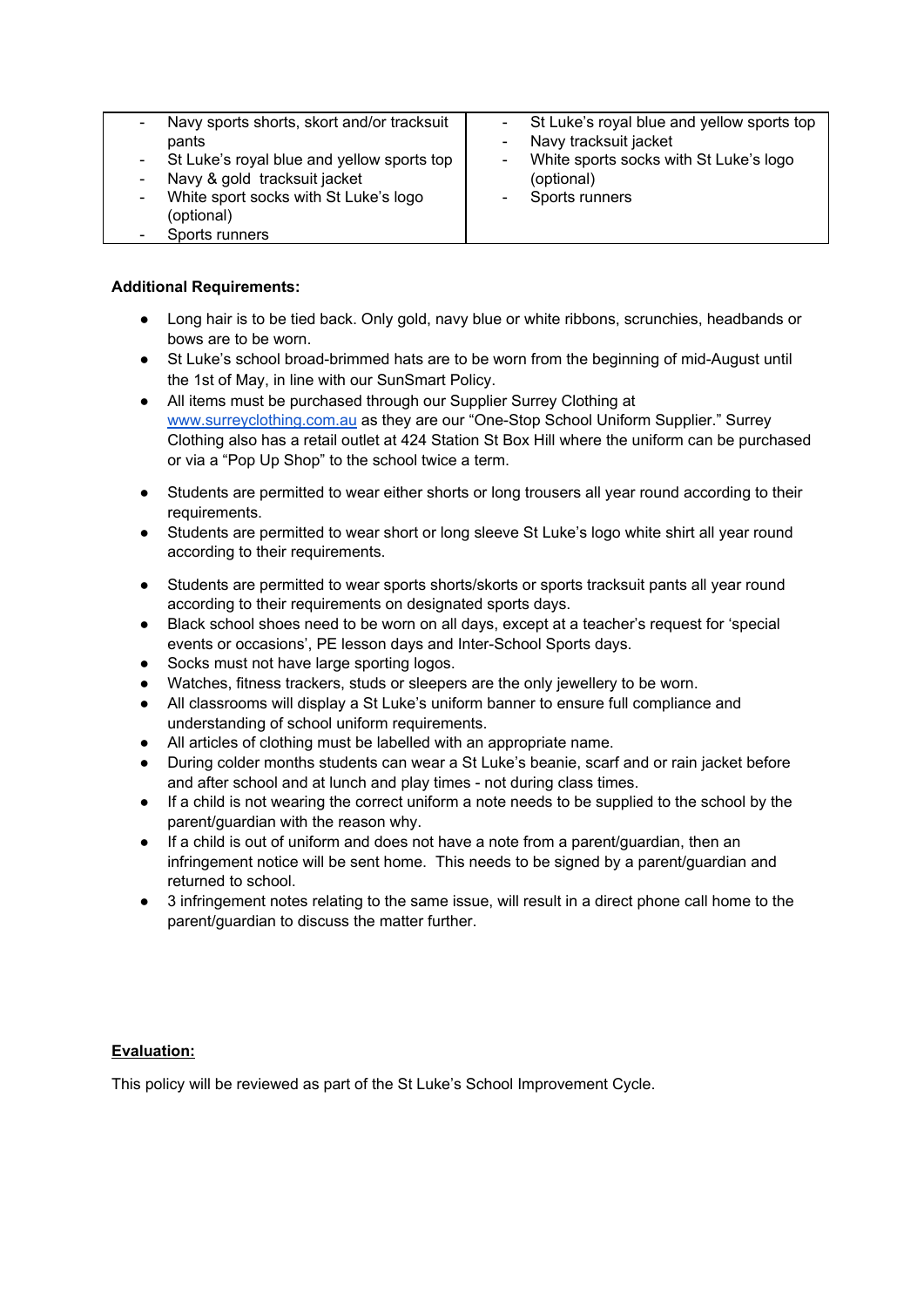| | |
|---|---|
| - Navy sports shorts, skort and/or tracksuit pants<br>- St Luke's royal blue and yellow sports top<br>- Navy & gold tracksuit jacket<br>- White sport socks with St Luke's logo (optional)<br>- Sports runners | - St Luke's royal blue and yellow sports top<br>- Navy tracksuit jacket<br>- White sports socks with St Luke's logo (optional)<br>- Sports runners |

**Additional Requirements:**

- Long hair is to be tied back. Only gold, navy blue or white ribbons, scrunchies, headbands or bows are to be worn.
- St Luke's school broad-brimmed hats are to be worn from the beginning of mid-August until the 1st of May, in line with our SunSmart Policy.
- All items must be purchased through our Supplier Surrey Clothing at www.surreyclothing.com.au as they are our "One-Stop School Uniform Supplier." Surrey Clothing also has a retail outlet at 424 Station St Box Hill where the uniform can be purchased or via a "Pop Up Shop" to the school twice a term.
- Students are permitted to wear either shorts or long trousers all year round according to their requirements.
- Students are permitted to wear short or long sleeve St Luke's logo white shirt all year round according to their requirements.
- Students are permitted to wear sports shorts/skorts or sports tracksuit pants all year round according to their requirements on designated sports days.
- Black school shoes need to be worn on all days, except at a teacher's request for 'special events or occasions', PE lesson days and Inter-School Sports days.
- Socks must not have large sporting logos.
- Watches, fitness trackers, studs or sleepers are the only jewellery to be worn.
- All classrooms will display a St Luke's uniform banner to ensure full compliance and understanding of school uniform requirements.
- All articles of clothing must be labelled with an appropriate name.
- During colder months students can wear a St Luke's beanie, scarf and or rain jacket before and after school and at lunch and play times - not during class times.
- If a child is not wearing the correct uniform a note needs to be supplied to the school by the parent/guardian with the reason why.
- If a child is out of uniform and does not have a note from a parent/guardian, then an infringement notice will be sent home. This needs to be signed by a parent/guardian and returned to school.
- 3 infringement notes relating to the same issue, will result in a direct phone call home to the parent/guardian to discuss the matter further.

**Evaluation:**

This policy will be reviewed as part of the St Luke's School Improvement Cycle.